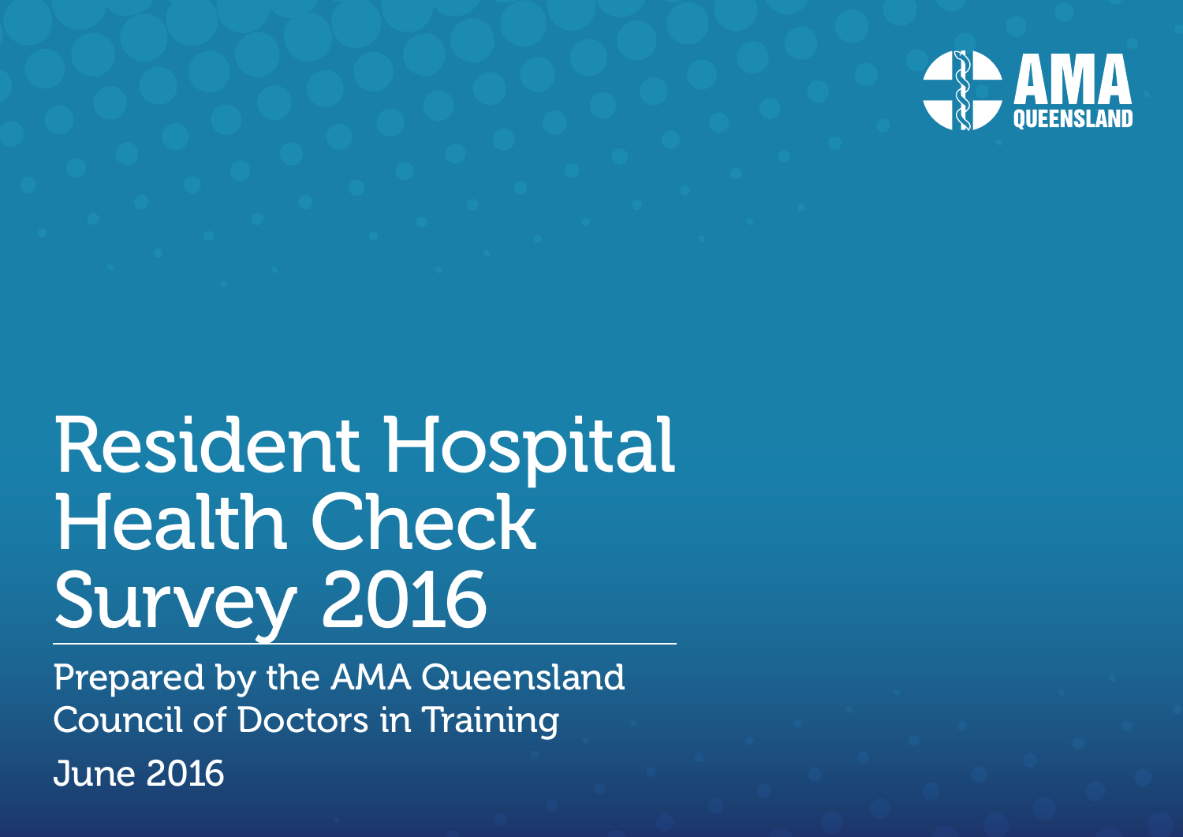AMA QUEENSLAND

# Resident Hospital Health Check Survey 2016

Prepared by the AMA Queensland Council of Doctors in Training

June 2016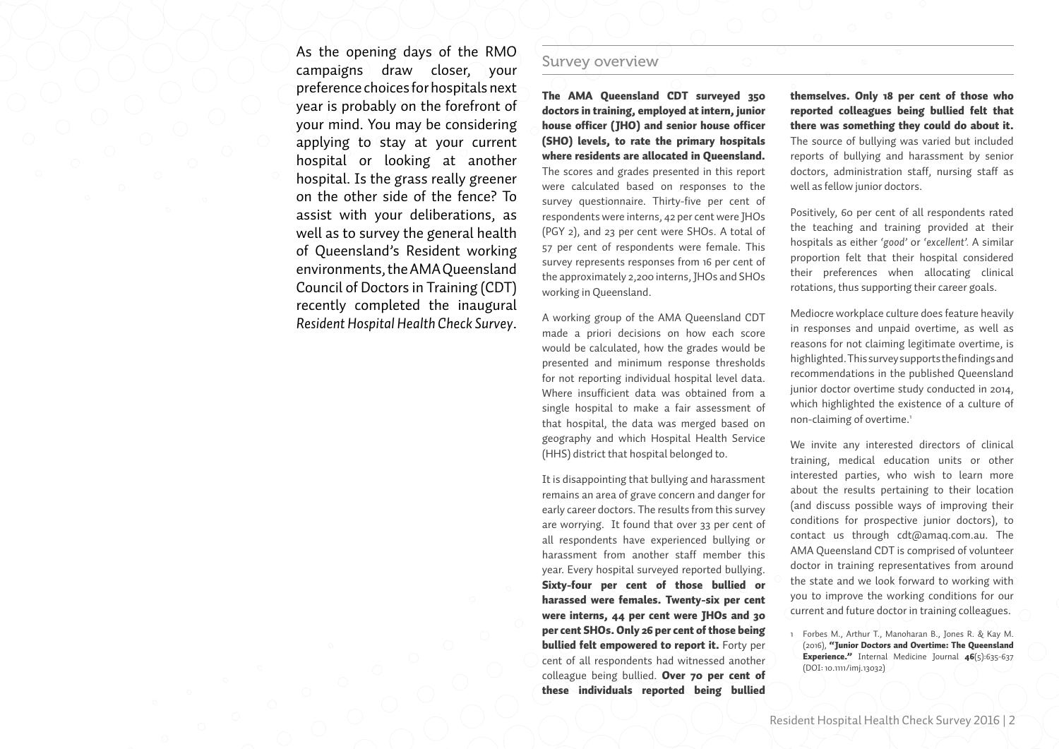As the opening days of the RMO campaigns draw closer, your preference choices for hospitals next year is probably on the forefront of your mind. You may be considering applying to stay at your current hospital or looking at another hospital. Is the grass really greener on the other side of the fence? To assist with your deliberations, as well as to survey the general health of Queensland's Resident working environments, the AMA Queensland Council of Doctors in Training (CDT) recently completed the inaugural *Resident Hospital Health Check Survey*.

## Survey overview

**The AMA Queensland CDT surveyed 350 doctors in training, employed at intern, junior house officer (JHO) and senior house officer (SHO) levels, to rate the primary hospitals where residents are allocated in Queensland.** The scores and grades presented in this report were calculated based on responses to the survey questionnaire. Thirty-five per cent of respondents were interns, 42 per cent were JHOs (PGY 2), and 23 per cent were SHOs. A total of 57 per cent of respondents were female. This survey represents responses from 16 per cent of the approximately 2,200 interns, JHOs and SHOs working in Queensland.

A working group of the AMA Queensland CDT made a priori decisions on how each score would be calculated, how the grades would be presented and minimum response thresholds for not reporting individual hospital level data. Where insufficient data was obtained from a single hospital to make a fair assessment of that hospital, the data was merged based on geography and which Hospital Health Service (HHS) district that hospital belonged to.

It is disappointing that bullying and harassment remains an area of grave concern and danger for early career doctors. The results from this survey are worrying. It found that over 33 per cent of all respondents have experienced bullying or harassment from another staff member this year. Every hospital surveyed reported bullying. **Sixty-four per cent of those bullied or harassed were females. Twenty-six per cent were interns, 44 per cent were JHOs and 30 per cent SHOs. Only 26 per cent of those being bullied felt empowered to report it.** Forty per cent of all respondents had witnessed another colleague being bullied. **Over 70 per cent of these individuals reported being bullied themselves. Only 18 per cent of those who reported colleagues being bullied felt that there was something they could do about it.** The source of bullying was varied but included reports of bullying and harassment by senior doctors, administration staff, nursing staff as well as fellow junior doctors.

Positively, 60 per cent of all respondents rated the teaching and training provided at their hospitals as either *'good'* or *'excellent'.* A similar proportion felt that their hospital considered their preferences when allocating clinical rotations, thus supporting their career goals.

Mediocre workplace culture does feature heavily in responses and unpaid overtime, as well as reasons for not claiming legitimate overtime, is highlighted. This survey supports the findings and recommendations in the published Queensland junior doctor overtime study conducted in 2014, which highlighted the existence of a culture of non-claiming of overtime.[1]

We invite any interested directors of clinical training, medical education units or other interested parties, who wish to learn more about the results pertaining to their location (and discuss possible ways of improving their conditions for prospective junior doctors), to contact us through cdt@amaq.com.au. The AMA Queensland CDT is comprised of volunteer doctor in training representatives from around the state and we look forward to working with you to improve the working conditions for our current and future doctor in training colleagues.

1 Forbes M., Arthur T., Manoharan B., Jones R. & Kay M. (2016), **"Junior Doctors and Overtime: The Queensland Experience."** Internal Medicine Journal **46**(5):635-637 (DOI: 10.1111/imj.13032)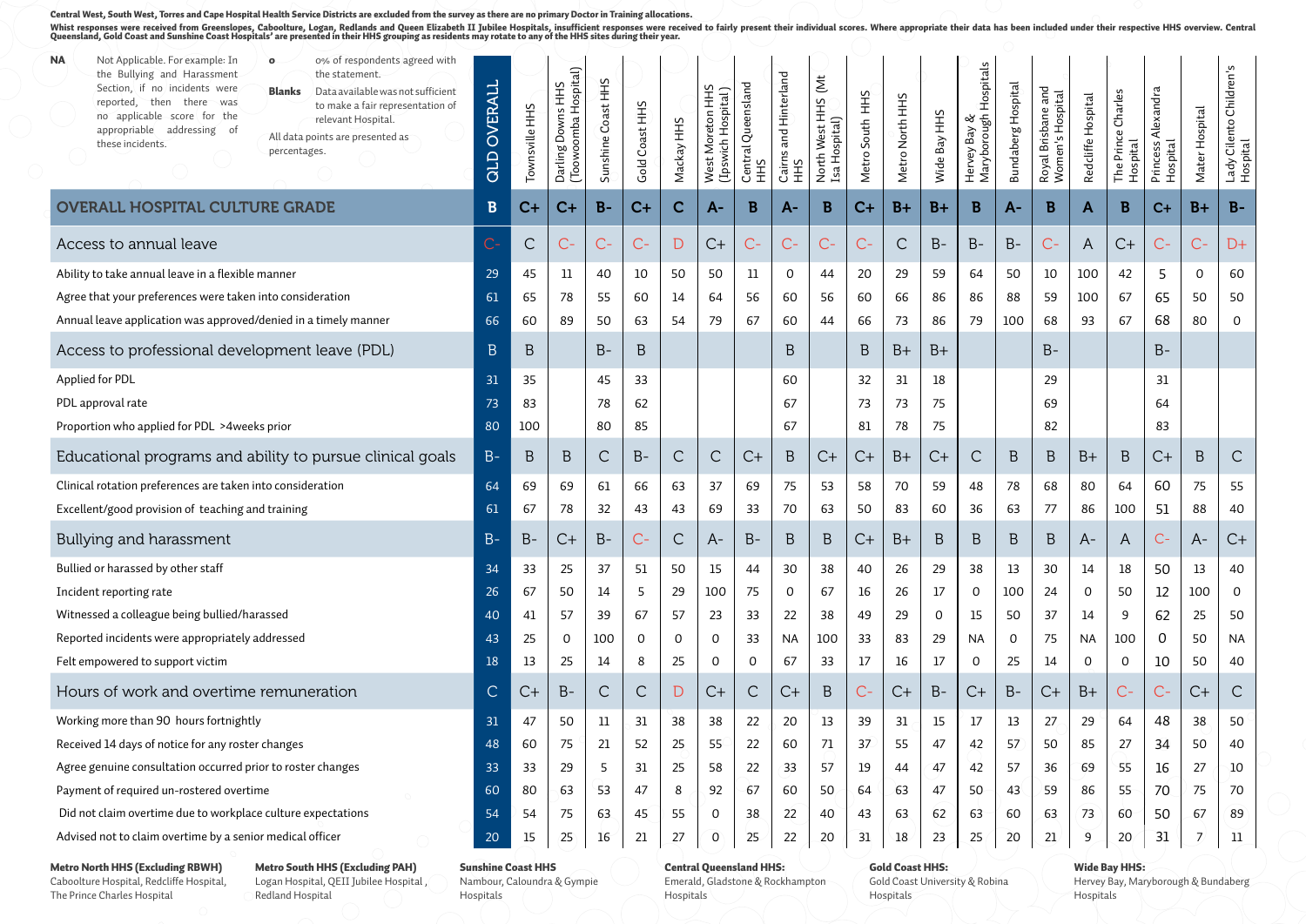**Central West, South West, Torres and Cape Hospital Health Service Districts are excluded from the survey as there are no primary Doctor in Training allocations.**

**Whilst responses were received from Greenslopes, Caboolture, Logan, Redlands and Queen Elizabeth II Jubilee Hospitals, insufficient responses were received to fairly present their individual scores. Where appropriate their data has been included under their respective HHS overview. Central Queensland, Gold Coast and Sunshine Coast Hospitals' are presented in their HHS grouping as residents may rotate to any of the HHS sites during their year.**

**NA** Not Applicable. For example: In the Bullying and Harassment Section, if no incidents were reported, then there was no applicable score for the appropriate addressing of these incidents.

**0** 0% of respondents agreed with the statement.

**Blanks** Data available was not sufficient to make a fair representation of relevant Hospital.

All data points are presented as percentages.

| | QLD OVERALL | Townsville HHS | Darling Downs HHS (Toowoomba Hospital) | Sunshine Coast HHS | Gold Coast HHS | Mackay HHS | West Moreton HHS (Ipswich Hospital) | Central Queensland HHS | Cairns and Hinterland HHS | North West HHS (Mt Isa Hospital) | Metro South HHS | Metro North HHS | Wide Bay HHS | Hervey Bay & Maryborough Hospitals | Bundaberg Hospital | Royal Brisbane and Women's Hospital | Redcliffe Hospital | The Prince Charles Hospital | Princess Alexandra Hospital | Mater Hospital | Lady Cilento Children's Hospital |
|---|---|---|---|---|---|---|---|---|---|---|---|---|---|---|---|---|---|---|---|---|---|
| **OVERALL HOSPITAL CULTURE GRADE** | B | C+ | C+ | B- | C+ | C | A- | B | A- | B | C+ | B+ | B+ | B | A- | B | A | B | C+ | B+ | B- |
| **Access to annual leave** | C- | C | C- | C- | C- | D | C+ | C- | C- | C- | C- | C | B- | B- | B- | C- | A | C+ | C- | C- | D+ |
| Ability to take annual leave in a flexible manner | 29 | 45 | 11 | 40 | 10 | 50 | 50 | 11 | 0 | 44 | 20 | 29 | 59 | 64 | 50 | 10 | 100 | 42 | 5 | 0 | 60 |
| Agree that your preferences were taken into consideration | 61 | 65 | 78 | 55 | 60 | 14 | 64 | 56 | 60 | 56 | 60 | 66 | 86 | 86 | 88 | 59 | 100 | 67 | 65 | 50 | 50 |
| Annual leave application was approved/denied in a timely manner | 66 | 60 | 89 | 50 | 63 | 54 | 79 | 67 | 60 | 44 | 66 | 73 | 86 | 79 | 100 | 68 | 93 | 67 | 68 | 80 | 0 |
| **Access to professional development leave (PDL)** | B | B | | B- | B | | | | B | | B | B+ | B+ | | | B- | | | B- | | |
| Applied for PDL | 31 | 35 | | 45 | 33 | | | | 60 | | 32 | 31 | 18 | | | 29 | | | 31 | | |
| PDL approval rate | 73 | 83 | | 78 | 62 | | | | 67 | | 73 | 73 | 75 | | | 69 | | | 64 | | |
| Proportion who applied for PDL >4weeks prior | 80 | 100 | | 80 | 85 | | | | 67 | | 81 | 78 | 75 | | | 82 | | | 83 | | |
| **Educational programs and ability to pursue clinical goals** | B- | B | B | C | B- | C | C | C+ | B | C+ | C+ | B+ | C+ | C | B | B | B+ | B | C+ | B | C |
| Clinical rotation preferences are taken into consideration | 64 | 69 | 69 | 61 | 66 | 63 | 37 | 69 | 75 | 53 | 58 | 70 | 59 | 48 | 78 | 68 | 80 | 64 | 60 | 75 | 55 |
| Excellent/good provision of teaching and training | 61 | 67 | 78 | 32 | 43 | 43 | 69 | 33 | 70 | 63 | 50 | 83 | 60 | 36 | 63 | 77 | 86 | 100 | 51 | 88 | 40 |
| **Bullying and harassment** | B- | B- | C+ | B- | C- | C | A- | B- | B | B | C+ | B+ | B | B | B | B | A- | A | C- | A- | C+ |
| Bullied or harassed by other staff | 34 | 33 | 25 | 37 | 51 | 50 | 15 | 44 | 30 | 38 | 40 | 26 | 29 | 38 | 13 | 30 | 14 | 18 | 50 | 13 | 40 |
| Incident reporting rate | 26 | 67 | 50 | 14 | 5 | 29 | 100 | 75 | 0 | 67 | 16 | 26 | 17 | 0 | 100 | 24 | 0 | 50 | 12 | 100 | 0 |
| Witnessed a colleague being bullied/harassed | 40 | 41 | 57 | 39 | 67 | 57 | 23 | 33 | 22 | 38 | 49 | 29 | 0 | 15 | 50 | 37 | 14 | 9 | 62 | 25 | 50 |
| Reported incidents were appropriately addressed | 43 | 25 | 0 | 100 | 0 | 0 | 0 | 33 | NA | 100 | 33 | 83 | 29 | NA | 0 | 75 | NA | 100 | 0 | 50 | NA |
| Felt empowered to support victim | 18 | 13 | 25 | 14 | 8 | 25 | 0 | 0 | 67 | 33 | 17 | 16 | 17 | 0 | 25 | 14 | 0 | 0 | 10 | 50 | 40 |
| **Hours of work and overtime remuneration** | C | C+ | B- | C | C | D | C+ | C | C+ | B | C- | C+ | B- | C+ | B- | C+ | B+ | C- | C- | C+ | C |
| Working more than 90 hours fortnightly | 31 | 47 | 50 | 11 | 31 | 38 | 38 | 22 | 20 | 13 | 39 | 31 | 15 | 17 | 13 | 27 | 29 | 64 | 48 | 38 | 50 |
| Received 14 days of notice for any roster changes | 48 | 60 | 75 | 21 | 52 | 25 | 55 | 22 | 60 | 71 | 37 | 55 | 47 | 42 | 57 | 50 | 85 | 27 | 34 | 50 | 40 |
| Agree genuine consultation occurred prior to roster changes | 33 | 33 | 29 | 5 | 31 | 25 | 58 | 22 | 33 | 57 | 19 | 44 | 47 | 42 | 57 | 36 | 69 | 55 | 16 | 27 | 10 |
| Payment of required un-rostered overtime | 60 | 80 | 63 | 53 | 47 | 8 | 92 | 67 | 60 | 50 | 64 | 63 | 47 | 50 | 43 | 59 | 86 | 55 | 70 | 75 | 70 |
| Did not claim overtime due to workplace culture expectations | 54 | 54 | 75 | 63 | 45 | 55 | 0 | 38 | 22 | 40 | 43 | 63 | 62 | 63 | 60 | 63 | 73 | 60 | 50 | 67 | 89 |
| Advised not to claim overtime by a senior medical officer | 20 | 15 | 25 | 16 | 21 | 27 | 0 | 25 | 22 | 20 | 31 | 18 | 23 | 25 | 20 | 21 | 9 | 20 | 31 | 7 | 11 |

**Metro North HHS (Excluding RBWH)** Caboolture Hospital, Redcliffe Hospital, The Prince Charles Hospital

**Metro South HHS (Excluding PAH)** Logan Hospital, QEII Jubilee Hospital, Redland Hospital

**Sunshine Coast HHS** Nambour, Caloundra & Gympie Hospitals

**Central Queensland HHS:** Emerald, Gladstone & Rockhampton Hospitals

**Gold Coast HHS:** Gold Coast University & Robina Hospitals

**Wide Bay HHS:** Hervey Bay, Maryborough & Bundaberg Hospitals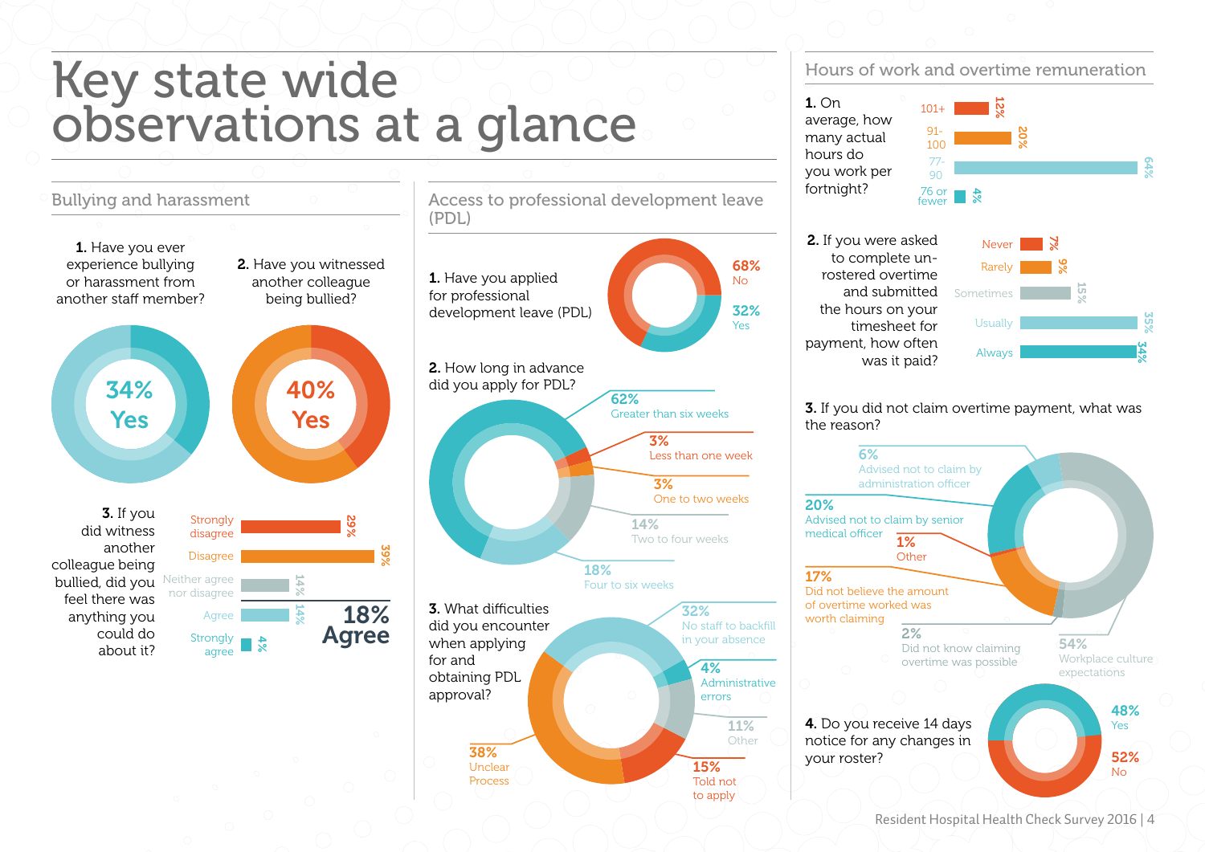# Key state wide observations at a glance

## Bullying and harassment

**1.** Have you ever experience bullying or harassment from another staff member?

34% Yes

**2.** Have you witnessed another colleague being bullied?

40% Yes

**3.** If you did witness another colleague being bullied, did you feel there was anything you could do about it?

| Response | % |
|---|---|
| Strongly disagree | 29% |
| Disagree | 39% |
| Neither agree nor disagree | 14% |
| Agree | 14% |
| Strongly agree | 4% |

18% Agree

## Access to professional development leave (PDL)

**1.** Have you applied for professional development leave (PDL)

| Response | % |
|---|---|
| No | 68% |
| Yes | 32% |

**2.** How long in advance did you apply for PDL?

| Response | % |
|---|---|
| Greater than six weeks | 62% |
| Less than one week | 3% |
| One to two weeks | 3% |
| Two to four weeks | 14% |
| Four to six weeks | 18% |

**3.** What difficulties did you encounter when applying for and obtaining PDL approval?

| Response | % |
|---|---|
| No staff to backfill in your absence | 32% |
| Administrative errors | 4% |
| Other | 11% |
| Told not to apply | 15% |
| Unclear Process | 38% |

## Hours of work and overtime remuneration

**1.** On average, how many actual hours do you work per fortnight?

| Hours | % |
|---|---|
| 101+ | 12% |
| 91-100 | 20% |
| 77-90 | 64% |
| 76 or fewer | 4% |

**2.** If you were asked to complete un-rostered overtime and submitted the hours on your timesheet for payment, how often was it paid?

| Response | % |
|---|---|
| Never | 7% |
| Rarely | 9% |
| Sometimes | 15% |
| Usually | 35% |
| Always | 34% |

**3.** If you did not claim overtime payment, what was the reason?

| Reason | % |
|---|---|
| Advised not to claim by administration officer | 6% |
| Advised not to claim by senior medical officer | 20% |
| Other | 1% |
| Did not believe the amount of overtime worked was worth claiming | 17% |
| Did not know claiming overtime was possible | 2% |
| Workplace culture expectations | 54% |

**4.** Do you receive 14 days notice for any changes in your roster?

| Response | % |
|---|---|
| Yes | 48% |
| No | 52% |

Resident Hospital Health Check Survey 2016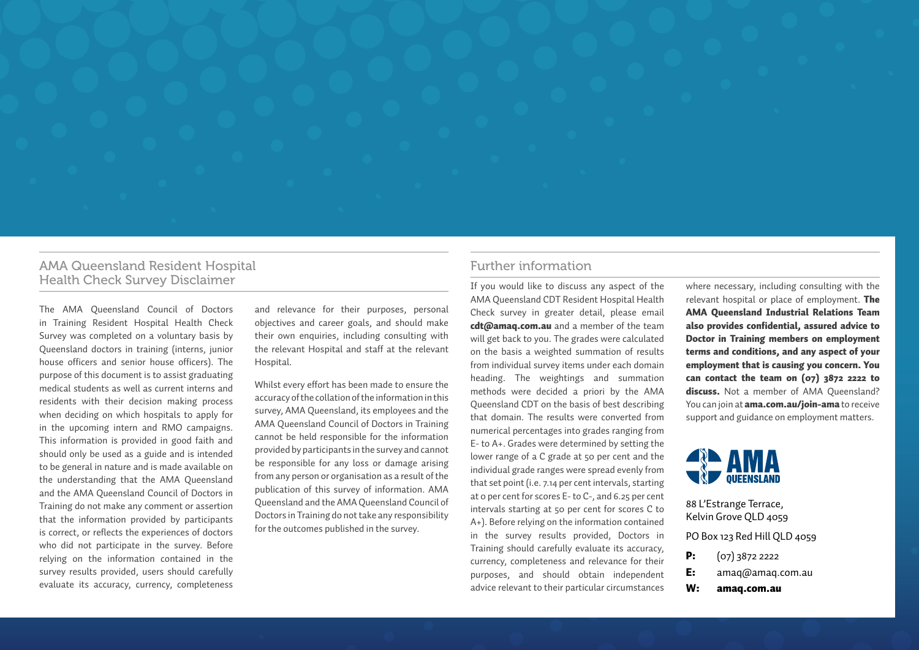## AMA Queensland Resident Hospital Health Check Survey Disclaimer

The AMA Queensland Council of Doctors in Training Resident Hospital Health Check Survey was completed on a voluntary basis by Queensland doctors in training (interns, junior house officers and senior house officers). The purpose of this document is to assist graduating medical students as well as current interns and residents with their decision making process when deciding on which hospitals to apply for in the upcoming intern and RMO campaigns. This information is provided in good faith and should only be used as a guide and is intended to be general in nature and is made available on the understanding that the AMA Queensland and the AMA Queensland Council of Doctors in Training do not make any comment or assertion that the information provided by participants is correct, or reflects the experiences of doctors who did not participate in the survey. Before relying on the information contained in the survey results provided, users should carefully evaluate its accuracy, currency, completeness and relevance for their purposes, personal objectives and career goals, and should make their own enquiries, including consulting with the relevant Hospital and staff at the relevant Hospital.

Whilst every effort has been made to ensure the accuracy of the collation of the information in this survey, AMA Queensland, its employees and the AMA Queensland Council of Doctors in Training cannot be held responsible for the information provided by participants in the survey and cannot be responsible for any loss or damage arising from any person or organisation as a result of the publication of this survey of information. AMA Queensland and the AMA Queensland Council of Doctors in Training do not take any responsibility for the outcomes published in the survey.

## Further information

If you would like to discuss any aspect of the AMA Queensland CDT Resident Hospital Health Check survey in greater detail, please email **cdt@amaq.com.au** and a member of the team will get back to you. The grades were calculated on the basis a weighted summation of results from individual survey items under each domain heading. The weightings and summation methods were decided a priori by the AMA Queensland CDT on the basis of best describing that domain. The results were converted from numerical percentages into grades ranging from E- to A+. Grades were determined by setting the lower range of a C grade at 50 per cent and the individual grade ranges were spread evenly from that set point (i.e. 7.14 per cent intervals, starting at 0 per cent for scores E- to C-, and 6.25 per cent intervals starting at 50 per cent for scores C to A+). Before relying on the information contained in the survey results provided, Doctors in Training should carefully evaluate its accuracy, currency, completeness and relevance for their purposes, and should obtain independent advice relevant to their particular circumstances where necessary, including consulting with the relevant hospital or place of employment. **The AMA Queensland Industrial Relations Team also provides confidential, assured advice to Doctor in Training members on employment terms and conditions, and any aspect of your employment that is causing you concern. You can contact the team on (07) 3872 2222 to discuss.** Not a member of AMA Queensland? You can join at **ama.com.au/join-ama** to receive support and guidance on employment matters.

AMA QUEENSLAND

88 L'Estrange Terrace,
Kelvin Grove QLD 4059

PO Box 123 Red Hill QLD 4059

**P:** (07) 3872 2222
**E:** amaq@amaq.com.au
**W:** **amaq.com.au**